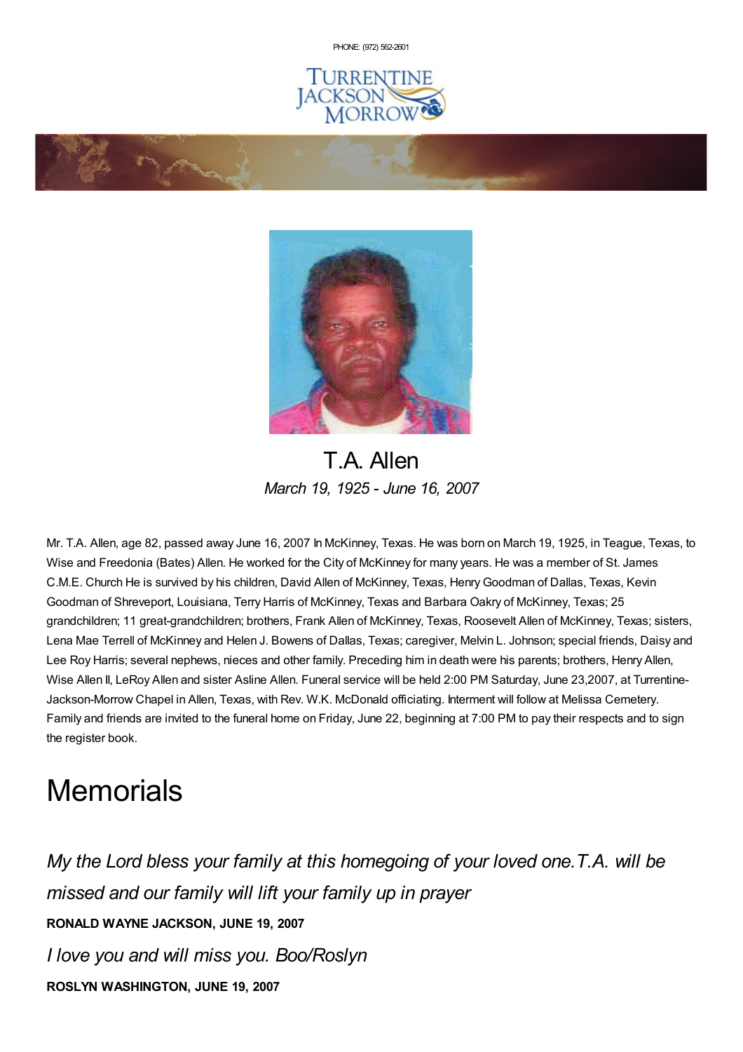PHONE: (972) 562-2601

# T.A. Allen

*March 19, 1925 - June 16, 2007*

Mr. T.A. Allen, age 82, passed away June 16, 2007 In McKinney, Texas. He was born on March 19, 1925, in Teague, Texas, to Wise and Freedonia (Bates) Allen. He worked for the City of McKinney for many years. He was a member of St. James C.M.E. Church He is survived by his children, David Allen of McKinney, Texas, Henry Goodman of Dallas, Texas, Kevin Goodman of Shreveport, Louisiana, Terry Harris of McKinney, Texas and Barbara Oakry of McKinney, Texas; 25 grandchildren; 11 great-grandchildren; brothers, Frank Allen of McKinney, Texas, Roosevelt Allen of McKinney, Texas; sisters, Lena Mae Terrell of McKinney and Helen J. Bowens of Dallas, Texas; caregiver, Melvin L. Johnson; special friends, Daisy and Lee Roy Harris; several nephews, nieces and other family. Preceding him in death were his parents; brothers, Henry Allen, Wise Allen II, LeRoy Allen and sister Asline Allen. Funeral service will be held 2:00 PM Saturday, June 23,2007, at Turrentine-Jackson-Morrow Chapel in Allen, Texas, with Rev. W.K. McDonald officiating. Interment will follow at Melissa Cemetery. Family and friends are invited to the funeral home on Friday, June 22, beginning at 7:00 PM to pay their respects and to sign the register book.

# Memorials

*My the Lord bless your family at this homegoing of your loved one.T.A. will be missed and our family will lift your family up in prayer*

**RONALD WAYNE JACKSON, JUNE 19, 2007**

*I love you and will miss you. Boo/Roslyn*

**ROSLYN WASHINGTON, JUNE 19, 2007**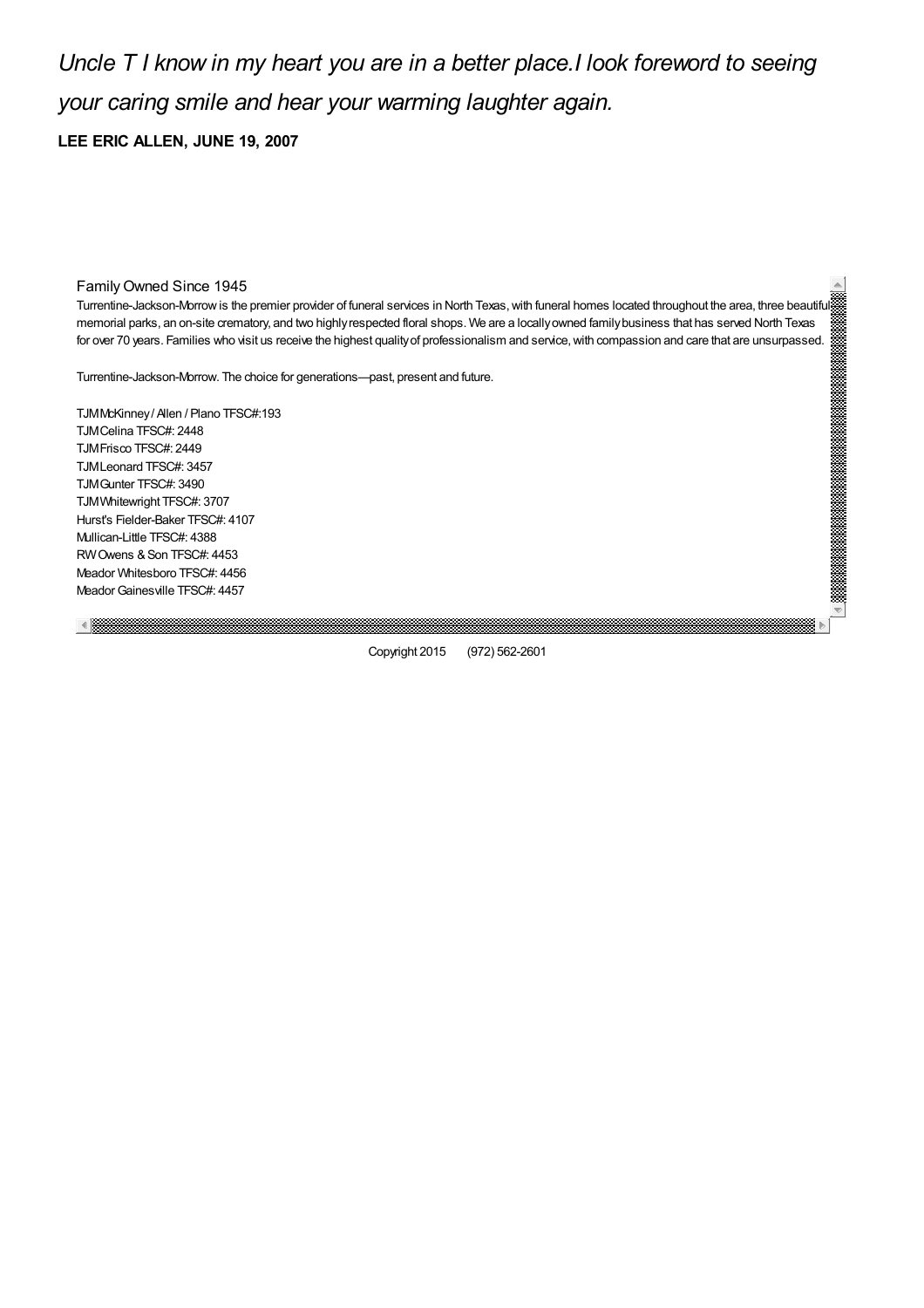*Uncle T I know in my heart you are in a better place.I look foreword to seeing your caring smile and hear your warming laughter again.*

**LEE ERIC ALLEN, JUNE 19, 2007**

Family Owned Since 1945

Turrentine-Jackson-Morrow is the premier provider of funeral services in North Texas, with funeral homes located throughout the area, three beautiful memorial parks, an on-site crematory, and two highly respected floral shops. We are a locally owned family business that has served North Texas for over 70 years. Families who visit us receive the highest quality of professionalism and service, with compassion and care that are unsurpassed.

Turrentine-Jackson-Morrow. The choice for generations—past, present and future.

TJM McKinney / Allen / Plano TFSC#:193
TJM Celina TFSC#: 2448
TJM Frisco TFSC#: 2449
TJM Leonard TFSC#: 3457
TJM Gunter TFSC#: 3490
TJM Whitewright TFSC#: 3707
Hurst's Fielder-Baker TFSC#: 4107
Mullican-Little TFSC#: 4388
RW Owens & Son TFSC#: 4453
Meador Whitesboro TFSC#: 4456
Meador Gainesville TFSC#: 4457

Copyright 2015 (972) 562-2601